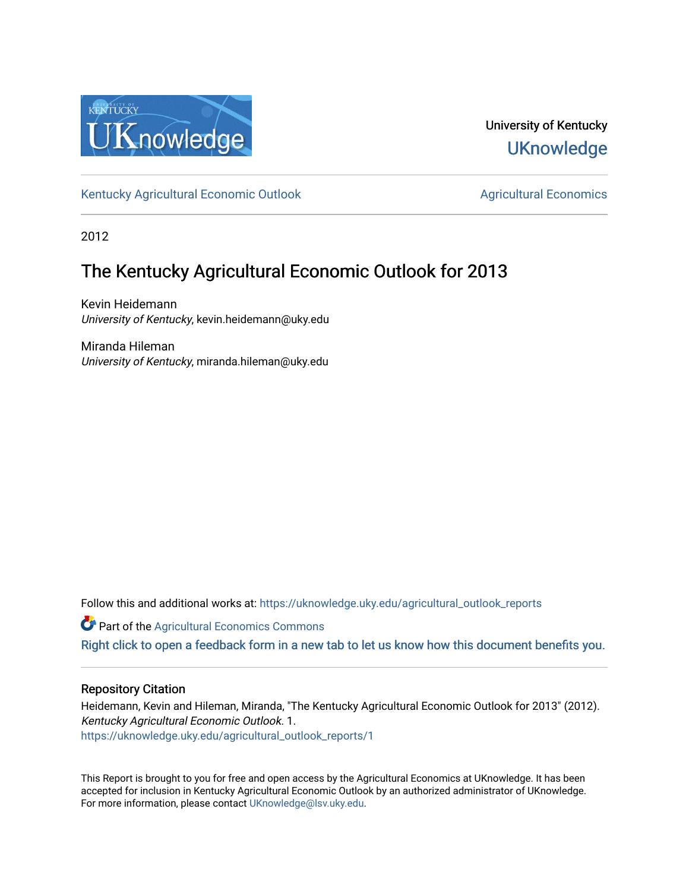University of Kentucky

UKnowledge

Kentucky Agricultural Economic Outlook | Agricultural Economics

2012

# The Kentucky Agricultural Economic Outlook for 2013

Kevin Heidemann
*University of Kentucky*, kevin.heidemann@uky.edu

Miranda Hileman
*University of Kentucky*, miranda.hileman@uky.edu

Follow this and additional works at: https://uknowledge.uky.edu/agricultural_outlook_reports

Part of the Agricultural Economics Commons

Right click to open a feedback form in a new tab to let us know how this document benefits you.

## Repository Citation

Heidemann, Kevin and Hileman, Miranda, "The Kentucky Agricultural Economic Outlook for 2013" (2012). *Kentucky Agricultural Economic Outlook*. 1.
https://uknowledge.uky.edu/agricultural_outlook_reports/1

This Report is brought to you for free and open access by the Agricultural Economics at UKnowledge. It has been accepted for inclusion in Kentucky Agricultural Economic Outlook by an authorized administrator of UKnowledge. For more information, please contact UKnowledge@lsv.uky.edu.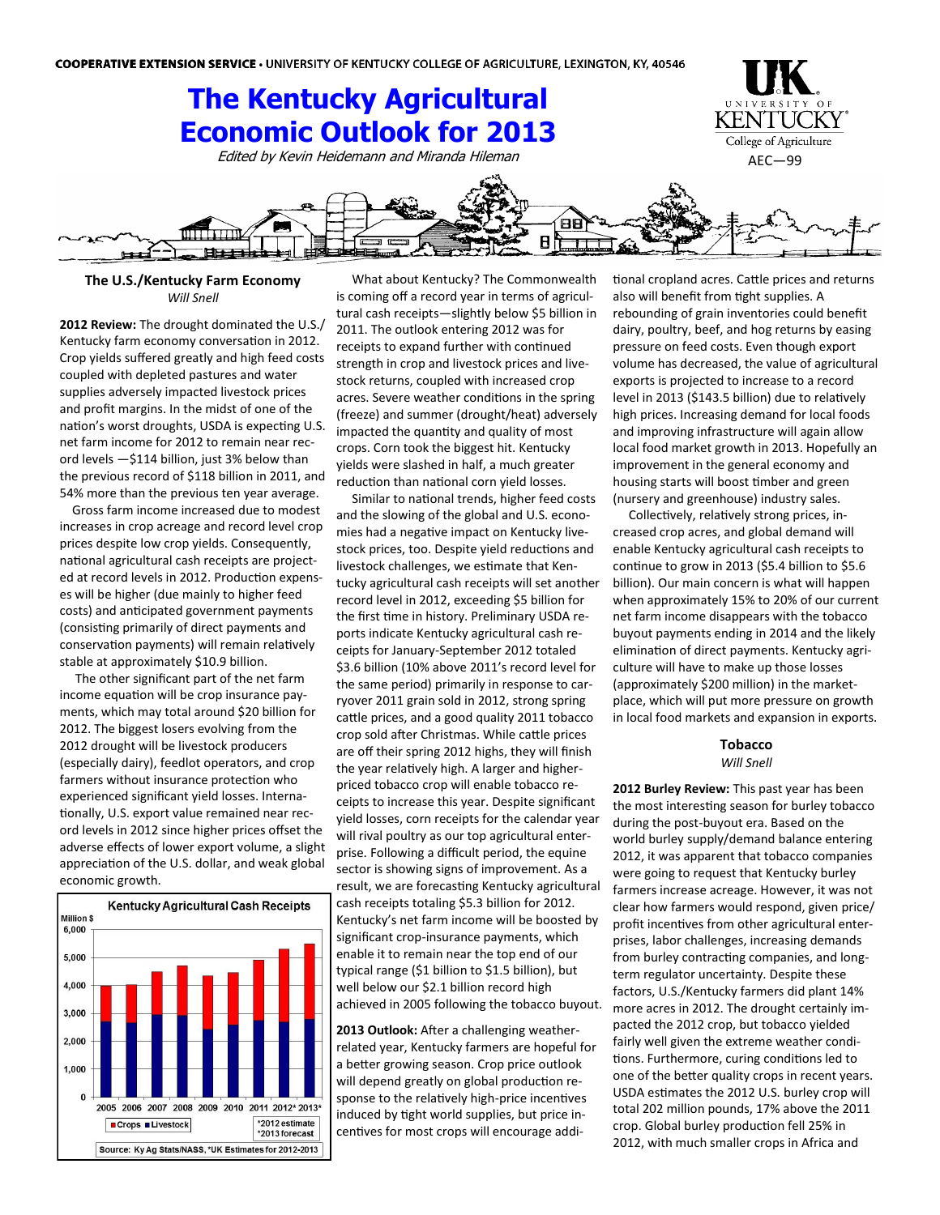**COOPERATIVE EXTENSION SERVICE** • UNIVERSITY OF KENTUCKY COLLEGE OF AGRICULTURE, LEXINGTON, KY, 40546

# The Kentucky Agricultural Economic Outlook for 2013

*Edited by Kevin Heidemann and Miranda Hileman*

AEC—99

## The U.S./Kentucky Farm Economy

*Will Snell*

**2012 Review:** The drought dominated the U.S./Kentucky farm economy conversation in 2012. Crop yields suffered greatly and high feed costs coupled with depleted pastures and water supplies adversely impacted livestock prices and profit margins. In the midst of one of the nation's worst droughts, USDA is expecting U.S. net farm income for 2012 to remain near record levels —$114 billion, just 3% below than the previous record of $118 billion in 2011, and 54% more than the previous ten year average.

Gross farm income increased due to modest increases in crop acreage and record level crop prices despite low crop yields. Consequently, national agricultural cash receipts are projected at record levels in 2012. Production expenses will be higher (due mainly to higher feed costs) and anticipated government payments (consisting primarily of direct payments and conservation payments) will remain relatively stable at approximately $10.9 billion.

The other significant part of the net farm income equation will be crop insurance payments, which may total around $20 billion for 2012. The biggest losers evolving from the 2012 drought will be livestock producers (especially dairy), feedlot operators, and crop farmers without insurance protection who experienced significant yield losses. Internationally, U.S. export value remained near record levels in 2012 since higher prices offset the adverse effects of lower export volume, a slight appreciation of the U.S. dollar, and weak global economic growth.

**Kentucky Agricultural Cash Receipts**

Million $ (Crops / Livestock stacked bars, 2005–2013*; *2012 estimate, *2013 forecast)

Source: Ky Ag Stats/NASS, *UK Estimates for 2012-2013

What about Kentucky? The Commonwealth is coming off a record year in terms of agricultural cash receipts—slightly below $5 billion in 2011. The outlook entering 2012 was for receipts to expand further with continued strength in crop and livestock prices and livestock returns, coupled with increased crop acres. Severe weather conditions in the spring (freeze) and summer (drought/heat) adversely impacted the quantity and quality of most crops. Corn took the biggest hit. Kentucky yields were slashed in half, a much greater reduction than national corn yield losses.

Similar to national trends, higher feed costs and the slowing of the global and U.S. economies had a negative impact on Kentucky livestock prices, too. Despite yield reductions and livestock challenges, we estimate that Kentucky agricultural cash receipts will set another record level in 2012, exceeding $5 billion for the first time in history. Preliminary USDA reports indicate Kentucky agricultural cash receipts for January-September 2012 totaled $3.6 billion (10% above 2011's record level for the same period) primarily in response to carryover 2011 grain sold in 2012, strong spring cattle prices, and a good quality 2011 tobacco crop sold after Christmas. While cattle prices are off their spring 2012 highs, they will finish the year relatively high. A larger and higher-priced tobacco crop will enable tobacco receipts to increase this year. Despite significant yield losses, corn receipts for the calendar year will rival poultry as our top agricultural enterprise. Following a difficult period, the equine sector is showing signs of improvement. As a result, we are forecasting Kentucky agricultural cash receipts totaling $5.3 billion for 2012. Kentucky's net farm income will be boosted by significant crop-insurance payments, which enable it to remain near the top end of our typical range ($1 billion to $1.5 billion), but well below our $2.1 billion record high achieved in 2005 following the tobacco buyout.

**2013 Outlook:** After a challenging weather-related year, Kentucky farmers are hopeful for a better growing season. Crop price outlook will depend greatly on global production response to the relatively high-price incentives induced by tight world supplies, but price incentives for most crops will encourage additional cropland acres. Cattle prices and returns also will benefit from tight supplies. A rebounding of grain inventories could benefit dairy, poultry, beef, and hog returns by easing pressure on feed costs. Even though export volume has decreased, the value of agricultural exports is projected to increase to a record level in 2013 ($143.5 billion) due to relatively high prices. Increasing demand for local foods and improving infrastructure will again allow local food market growth in 2013. Hopefully an improvement in the general economy and housing starts will boost timber and green (nursery and greenhouse) industry sales.

Collectively, relatively strong prices, increased crop acres, and global demand will enable Kentucky agricultural cash receipts to continue to grow in 2013 ($5.4 billion to $5.6 billion). Our main concern is what will happen when approximately 15% to 20% of our current net farm income disappears with the tobacco buyout payments ending in 2014 and the likely elimination of direct payments. Kentucky agriculture will have to make up those losses (approximately $200 million) in the marketplace, which will put more pressure on growth in local food markets and expansion in exports.

## Tobacco

*Will Snell*

**2012 Burley Review:** This past year has been the most interesting season for burley tobacco during the post-buyout era. Based on the world burley supply/demand balance entering 2012, it was apparent that tobacco companies were going to request that Kentucky burley farmers increase acreage. However, it was not clear how farmers would respond, given price/profit incentives from other agricultural enterprises, labor challenges, increasing demands from burley contracting companies, and long-term regulator uncertainty. Despite these factors, U.S./Kentucky farmers did plant 14% more acres in 2012. The drought certainly impacted the 2012 crop, but tobacco yielded fairly well given the extreme weather conditions. Furthermore, curing conditions led to one of the better quality crops in recent years. USDA estimates the 2012 U.S. burley crop will total 202 million pounds, 17% above the 2011 crop. Global burley production fell 25% in 2012, with much smaller crops in Africa and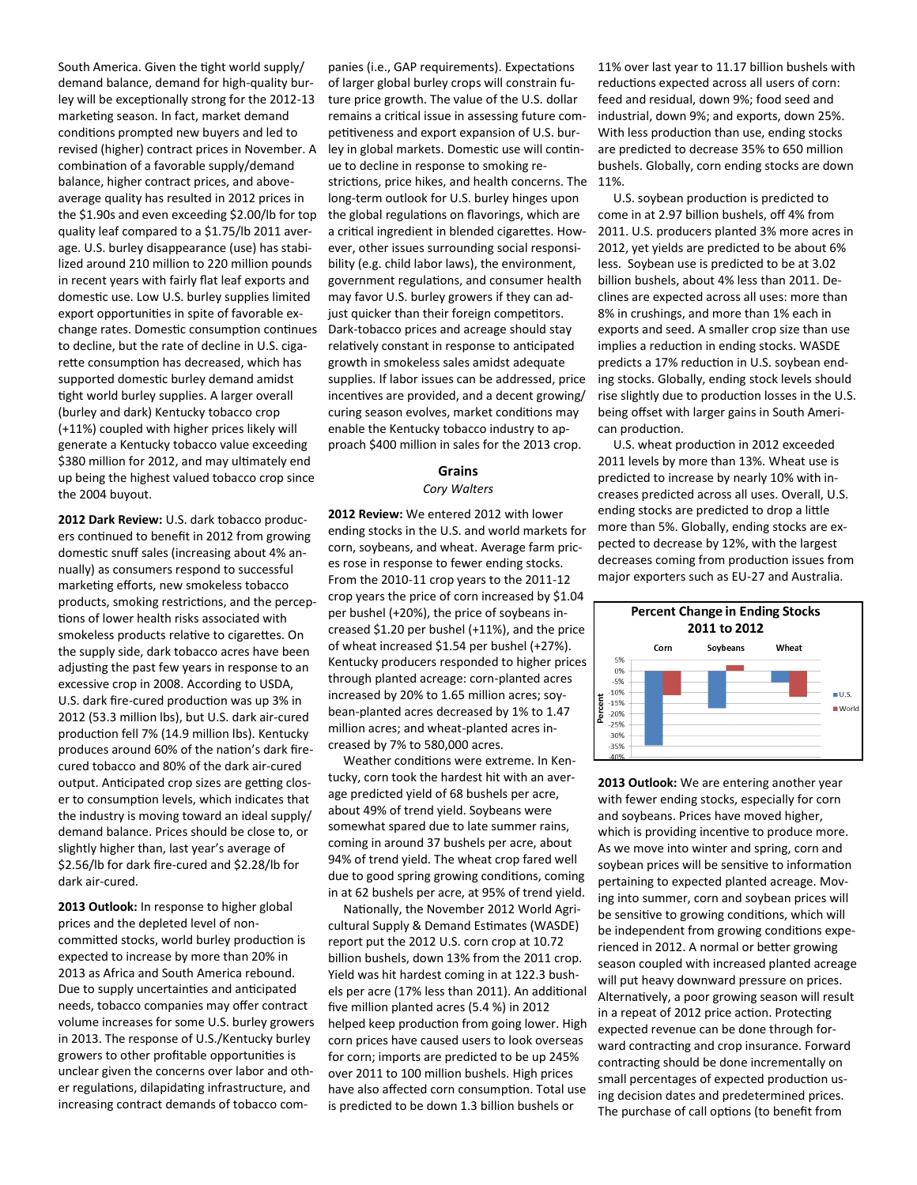South America. Given the tight world supply/demand balance, demand for high-quality burley will be exceptionally strong for the 2012-13 marketing season. In fact, market demand conditions prompted new buyers and led to revised (higher) contract prices in November. A combination of a favorable supply/demand balance, higher contract prices, and above-average quality has resulted in 2012 prices in the $1.90s and even exceeding $2.00/lb for top quality leaf compared to a $1.75/lb 2011 average. U.S. burley disappearance (use) has stabilized around 210 million to 220 million pounds in recent years with fairly flat leaf exports and domestic use. Low U.S. burley supplies limited export opportunities in spite of favorable exchange rates. Domestic consumption continues to decline, but the rate of decline in U.S. cigarette consumption has decreased, which has supported domestic burley demand amidst tight world burley supplies. A larger overall (burley and dark) Kentucky tobacco crop (+11%) coupled with higher prices likely will generate a Kentucky tobacco value exceeding $380 million for 2012, and may ultimately end up being the highest valued tobacco crop since the 2004 buyout.

**2012 Dark Review:** U.S. dark tobacco producers continued to benefit in 2012 from growing domestic snuff sales (increasing about 4% annually) as consumers respond to successful marketing efforts, new smokeless tobacco products, smoking restrictions, and the perceptions of lower health risks associated with smokeless products relative to cigarettes. On the supply side, dark tobacco acres have been adjusting the past few years in response to an excessive crop in 2008. According to USDA, U.S. dark fire-cured production was up 3% in 2012 (53.3 million lbs), but U.S. dark air-cured production fell 7% (14.9 million lbs). Kentucky produces around 60% of the nation's dark fire-cured tobacco and 80% of the dark air-cured output. Anticipated crop sizes are getting closer to consumption levels, which indicates that the industry is moving toward an ideal supply/demand balance. Prices should be close to, or slightly higher than, last year's average of $2.56/lb for dark fire-cured and $2.28/lb for dark air-cured.

**2013 Outlook:** In response to higher global prices and the depleted level of non-committed stocks, world burley production is expected to increase by more than 20% in 2013 as Africa and South America rebound. Due to supply uncertainties and anticipated needs, tobacco companies may offer contract volume increases for some U.S. burley growers in 2013. The response of U.S./Kentucky burley growers to other profitable opportunities is unclear given the concerns over labor and other regulations, dilapidating infrastructure, and increasing contract demands of tobacco companies (i.e., GAP requirements). Expectations of larger global burley crops will constrain future price growth. The value of the U.S. dollar remains a critical issue in assessing future competitiveness and export expansion of U.S. burley in global markets. Domestic use will continue to decline in response to smoking restrictions, price hikes, and health concerns. The long-term outlook for U.S. burley hinges upon the global regulations on flavorings, which are a critical ingredient in blended cigarettes. However, other issues surrounding social responsibility (e.g. child labor laws), the environment, government regulations, and consumer health may favor U.S. burley growers if they can adjust quicker than their foreign competitors. Dark-tobacco prices and acreage should stay relatively constant in response to anticipated growth in smokeless sales amidst adequate supplies. If labor issues can be addressed, price incentives are provided, and a decent growing/curing season evolves, market conditions may enable the Kentucky tobacco industry to approach $400 million in sales for the 2013 crop.

## Grains

*Cory Walters*

**2012 Review:** We entered 2012 with lower ending stocks in the U.S. and world markets for corn, soybeans, and wheat. Average farm prices rose in response to fewer ending stocks. From the 2010-11 crop years to the 2011-12 crop years the price of corn increased by $1.04 per bushel (+20%), the price of soybeans increased $1.20 per bushel (+11%), and the price of wheat increased $1.54 per bushel (+27%). Kentucky producers responded to higher prices through planted acreage: corn-planted acres increased by 20% to 1.65 million acres; soybean-planted acres decreased by 1% to 1.47 million acres; and wheat-planted acres increased by 7% to 580,000 acres.

Weather conditions were extreme. In Kentucky, corn took the hardest hit with an average predicted yield of 68 bushels per acre, about 49% of trend yield. Soybeans were somewhat spared due to late summer rains, coming in around 37 bushels per acre, about 94% of trend yield. The wheat crop fared well due to good spring growing conditions, coming in at 62 bushels per acre, at 95% of trend yield.

Nationally, the November 2012 World Agricultural Supply & Demand Estimates (WASDE) report put the 2012 U.S. corn crop at 10.72 billion bushels, down 13% from the 2011 crop. Yield was hit hardest coming in at 122.3 bushels per acre (17% less than 2011). An additional five million planted acres (5.4 %) in 2012 helped keep production from going lower. High corn prices have caused users to look overseas for corn; imports are predicted to be up 245% over 2011 to 100 million bushels. High prices have also affected corn consumption. Total use is predicted to be down 1.3 billion bushels or 11% over last year to 11.17 billion bushels with reductions expected across all users of corn: feed and residual, down 9%; food seed and industrial, down 9%; and exports, down 25%. With less production than use, ending stocks are predicted to decrease 35% to 650 million bushels. Globally, corn ending stocks are down 11%.

U.S. soybean production is predicted to come in at 2.97 billion bushels, off 4% from 2011. U.S. producers planted 3% more acres in 2012, yet yields are predicted to be about 6% less. Soybean use is predicted to be at 3.02 billion bushels, about 4% less than 2011. Declines are expected across all uses: more than 8% in crushings, and more than 1% each in exports and seed. A smaller crop size than use implies a reduction in ending stocks. WASDE predicts a 17% reduction in U.S. soybean ending stocks. Globally, ending stock levels should rise slightly due to production losses in the U.S. being offset with larger gains in South American production.

U.S. wheat production in 2012 exceeded 2011 levels by more than 13%. Wheat use is predicted to increase by nearly 10% with increases predicted across all uses. Overall, U.S. ending stocks are predicted to drop a little more than 5%. Globally, ending stocks are expected to decrease by 12%, with the largest decreases coming from production issues from major exporters such as EU-27 and Australia.

**Percent Change in Ending Stocks 2011 to 2012**

| | Corn | Soybeans | Wheat |
|---|---|---|---|
| U.S. | -35% | -17% | -5% |
| World | -11% | 2% | -12% |

**2013 Outlook:** We are entering another year with fewer ending stocks, especially for corn and soybeans. Prices have moved higher, which is providing incentive to produce more. As we move into winter and spring, corn and soybean prices will be sensitive to information pertaining to expected planted acreage. Moving into summer, corn and soybean prices will be sensitive to growing conditions, which will be independent from growing conditions experienced in 2012. A normal or better growing season coupled with increased planted acreage will put heavy downward pressure on prices. Alternatively, a poor growing season will result in a repeat of 2012 price action. Protecting expected revenue can be done through forward contracting and crop insurance. Forward contracting should be done incrementally on small percentages of expected production using decision dates and predetermined prices. The purchase of call options (to benefit from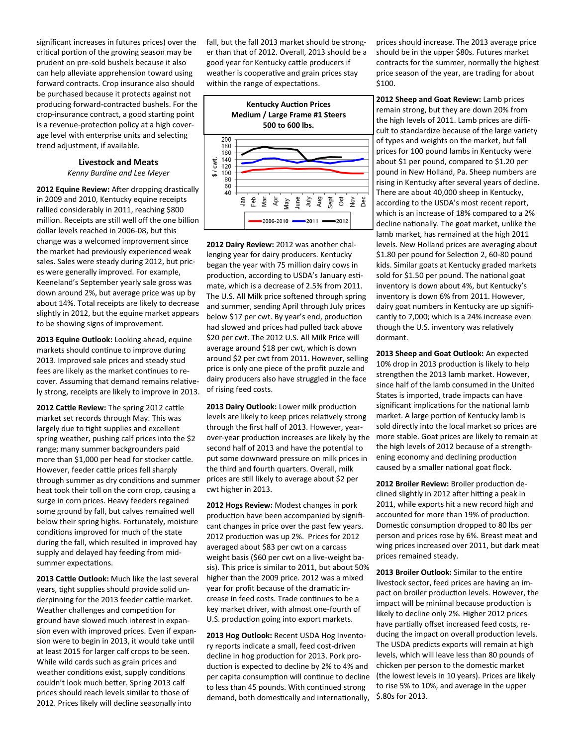significant increases in futures prices) over the critical portion of the growing season may be prudent on pre-sold bushels because it also can help alleviate apprehension toward using forward contracts. Crop insurance also should be purchased because it protects against not producing forward-contracted bushels. For the crop-insurance contract, a good starting point is a revenue-protection policy at a high coverage level with enterprise units and selecting trend adjustment, if available.

## Livestock and Meats

*Kenny Burdine and Lee Meyer*

**2012 Equine Review:** After dropping drastically in 2009 and 2010, Kentucky equine receipts rallied considerably in 2011, reaching $800 million. Receipts are still well off the one billion dollar levels reached in 2006-08, but this change was a welcomed improvement since the market had previously experienced weak sales. Sales were steady during 2012, but prices were generally improved. For example, Keeneland's September yearly sale gross was down around 2%, but average price was up by about 14%. Total receipts are likely to decrease slightly in 2012, but the equine market appears to be showing signs of improvement.

**2013 Equine Outlook:** Looking ahead, equine markets should continue to improve during 2013. Improved sale prices and steady stud fees are likely as the market continues to recover. Assuming that demand remains relatively strong, receipts are likely to improve in 2013.

**2012 Cattle Review:** The spring 2012 cattle market set records through May. This was largely due to tight supplies and excellent spring weather, pushing calf prices into the $2 range; many summer backgrounders paid more than $1,000 per head for stocker cattle. However, feeder cattle prices fell sharply through summer as dry conditions and summer heat took their toll on the corn crop, causing a surge in corn prices. Heavy feeders regained some ground by fall, but calves remained well below their spring highs. Fortunately, moisture conditions improved for much of the state during the fall, which resulted in improved hay supply and delayed hay feeding from mid-summer expectations.

**2013 Cattle Outlook:** Much like the last several years, tight supplies should provide solid underpinning for the 2013 feeder cattle market. Weather challenges and competition for ground have slowed much interest in expansion even with improved prices. Even if expansion were to begin in 2013, it would take until at least 2015 for larger calf crops to be seen. While wild cards such as grain prices and weather conditions exist, supply conditions couldn't look much better. Spring 2013 calf prices should reach levels similar to those of 2012. Prices likely will decline seasonally into fall, but the fall 2013 market should be stronger than that of 2012. Overall, 2013 should be a good year for Kentucky cattle producers if weather is cooperative and grain prices stay within the range of expectations.

**Kentucky Auction Prices Medium / Large Frame #1 Steers 500 to 600 lbs.**

(Chart: $ / cwt, Jan–Dec; series 2006-2010, 2011, 2012)

**2012 Dairy Review:** 2012 was another challenging year for dairy producers. Kentucky began the year with 75 million dairy cows in production, according to USDA's January estimate, which is a decrease of 2.5% from 2011. The U.S. All Milk price softened through spring and summer, sending April through July prices below $17 per cwt. By year's end, production had slowed and prices had pulled back above $20 per cwt. The 2012 U.S. All Milk Price will average around $18 per cwt, which is down around $2 per cwt from 2011. However, selling price is only one piece of the profit puzzle and dairy producers also have struggled in the face of rising feed costs.

**2013 Dairy Outlook:** Lower milk production levels are likely to keep prices relatively strong through the first half of 2013. However, year-over-year production increases are likely by the second half of 2013 and have the potential to put some downward pressure on milk prices in the third and fourth quarters. Overall, milk prices are still likely to average about $2 per cwt higher in 2013.

**2012 Hogs Review:** Modest changes in pork production have been accompanied by significant changes in price over the past few years. 2012 production was up 2%. Prices for 2012 averaged about $83 per cwt on a carcass weight basis ($60 per cwt on a live-weight basis). This price is similar to 2011, but about 50% higher than the 2009 price. 2012 was a mixed year for profit because of the dramatic increase in feed costs. Trade continues to be a key market driver, with almost one-fourth of U.S. production going into export markets.

**2013 Hog Outlook:** Recent USDA Hog Inventory reports indicate a small, feed cost-driven decline in hog production for 2013. Pork production is expected to decline by 2% to 4% and per capita consumption will continue to decline to less than 45 pounds. With continued strong demand, both domestically and internationally, prices should increase. The 2013 average price should be in the upper $80s. Futures market contracts for the summer, normally the highest price season of the year, are trading for about $100.

**2012 Sheep and Goat Review:** Lamb prices remain strong, but they are down 20% from the high levels of 2011. Lamb prices are difficult to standardize because of the large variety of types and weights on the market, but fall prices for 100 pound lambs in Kentucky were about $1 per pound, compared to $1.20 per pound in New Holland, Pa. Sheep numbers are rising in Kentucky after several years of decline. There are about 40,000 sheep in Kentucky, according to the USDA's most recent report, which is an increase of 18% compared to a 2% decline nationally. The goat market, unlike the lamb market, has remained at the high 2011 levels. New Holland prices are averaging about $1.80 per pound for Selection 2, 60-80 pound kids. Similar goats at Kentucky graded markets sold for $1.50 per pound. The national goat inventory is down about 4%, but Kentucky's inventory is down 6% from 2011. However, dairy goat numbers in Kentucky are up significantly to 7,000; which is a 24% increase even though the U.S. inventory was relatively dormant.

**2013 Sheep and Goat Outlook:** An expected 10% drop in 2013 production is likely to help strengthen the 2013 lamb market. However, since half of the lamb consumed in the United States is imported, trade impacts can have significant implications for the national lamb market. A large portion of Kentucky lamb is sold directly into the local market so prices are more stable. Goat prices are likely to remain at the high levels of 2012 because of a strengthening economy and declining production caused by a smaller national goat flock.

**2012 Broiler Review:** Broiler production declined slightly in 2012 after hitting a peak in 2011, while exports hit a new record high and accounted for more than 19% of production. Domestic consumption dropped to 80 lbs per person and prices rose by 6%. Breast meat and wing prices increased over 2011, but dark meat prices remained steady.

**2013 Broiler Outlook:** Similar to the entire livestock sector, feed prices are having an impact on broiler production levels. However, the impact will be minimal because production is likely to decline only 2%. Higher 2012 prices have partially offset increased feed costs, reducing the impact on overall production levels. The USDA predicts exports will remain at high levels, which will leave less than 80 pounds of chicken per person to the domestic market (the lowest levels in 10 years). Prices are likely to rise 5% to 10%, and average in the upper $.80s for 2013.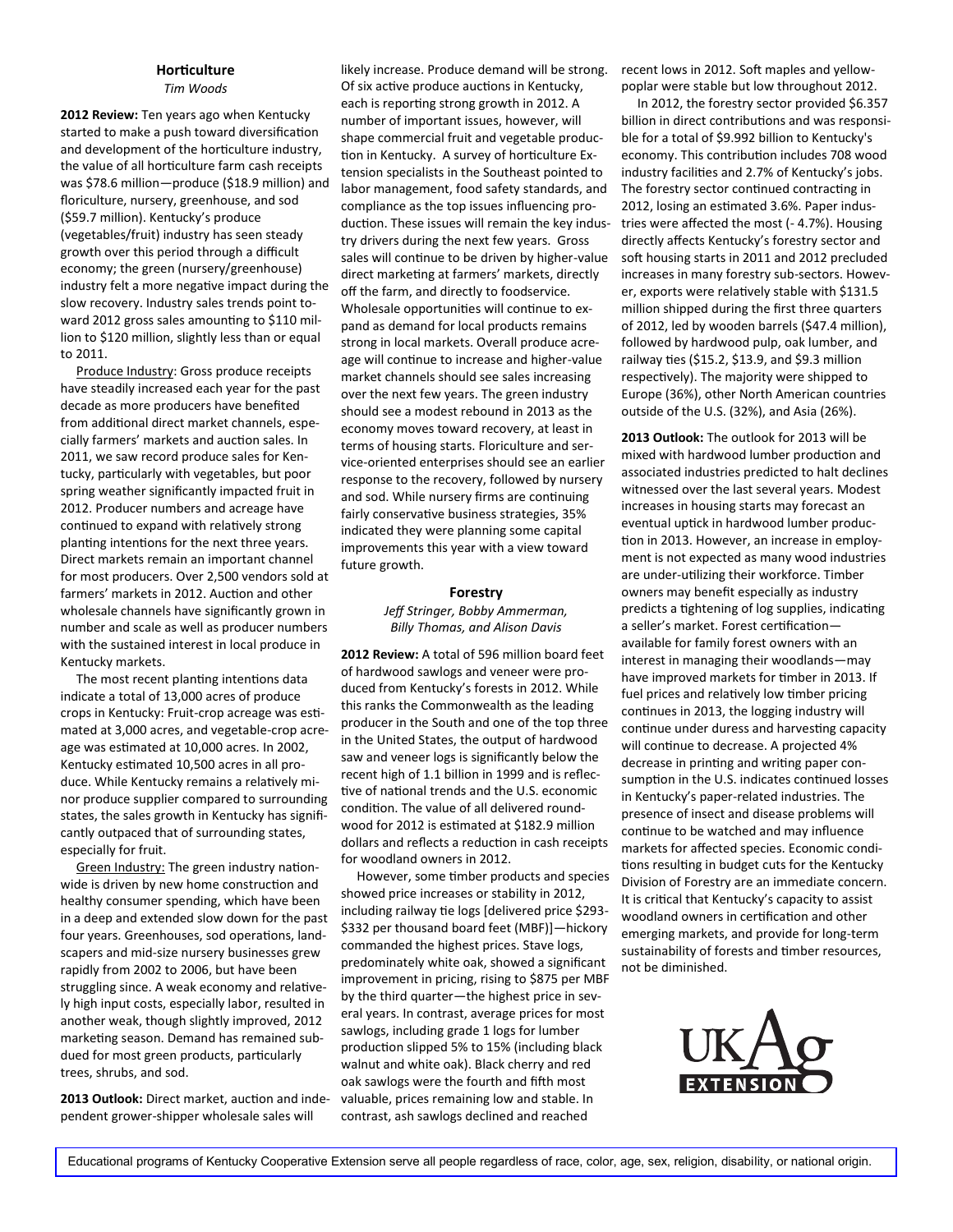### Horticulture

*Tim Woods*

**2012 Review:** Ten years ago when Kentucky started to make a push toward diversification and development of the horticulture industry, the value of all horticulture farm cash receipts was $78.6 million—produce ($18.9 million) and floriculture, nursery, greenhouse, and sod ($59.7 million). Kentucky's produce (vegetables/fruit) industry has seen steady growth over this period through a difficult economy; the green (nursery/greenhouse) industry felt a more negative impact during the slow recovery. Industry sales trends point toward 2012 gross sales amounting to $110 million to $120 million, slightly less than or equal to 2011.

Produce Industry: Gross produce receipts have steadily increased each year for the past decade as more producers have benefited from additional direct market channels, especially farmers' markets and auction sales. In 2011, we saw record produce sales for Kentucky, particularly with vegetables, but poor spring weather significantly impacted fruit in 2012. Producer numbers and acreage have continued to expand with relatively strong planting intentions for the next three years. Direct markets remain an important channel for most producers. Over 2,500 vendors sold at farmers' markets in 2012. Auction and other wholesale channels have significantly grown in number and scale as well as producer numbers with the sustained interest in local produce in Kentucky markets.

The most recent planting intentions data indicate a total of 13,000 acres of produce crops in Kentucky: Fruit-crop acreage was estimated at 3,000 acres, and vegetable-crop acreage was estimated at 10,000 acres. In 2002, Kentucky estimated 10,500 acres in all produce. While Kentucky remains a relatively minor produce supplier compared to surrounding states, the sales growth in Kentucky has significantly outpaced that of surrounding states, especially for fruit.

Green Industry: The green industry nationwide is driven by new home construction and healthy consumer spending, which have been in a deep and extended slow down for the past four years. Greenhouses, sod operations, landscapers and mid-size nursery businesses grew rapidly from 2002 to 2006, but have been struggling since. A weak economy and relatively high input costs, especially labor, resulted in another weak, though slightly improved, 2012 marketing season. Demand has remained subdued for most green products, particularly trees, shrubs, and sod.

**2013 Outlook:** Direct market, auction and independent grower-shipper wholesale sales will likely increase. Produce demand will be strong. Of six active produce auctions in Kentucky, each is reporting strong growth in 2012. A number of important issues, however, will shape commercial fruit and vegetable production in Kentucky. A survey of horticulture Extension specialists in the Southeast pointed to labor management, food safety standards, and compliance as the top issues influencing production. These issues will remain the key industry drivers during the next few years. Gross sales will continue to be driven by higher-value direct marketing at farmers' markets, directly off the farm, and directly to foodservice. Wholesale opportunities will continue to expand as demand for local products remains strong in local markets. Overall produce acreage will continue to increase and higher-value market channels should see sales increasing over the next few years. The green industry should see a modest rebound in 2013 as the economy moves toward recovery, at least in terms of housing starts. Floriculture and service-oriented enterprises should see an earlier response to the recovery, followed by nursery and sod. While nursery firms are continuing fairly conservative business strategies, 35% indicated they were planning some capital improvements this year with a view toward future growth.

### Forestry

*Jeff Stringer, Bobby Ammerman, Billy Thomas, and Alison Davis*

**2012 Review:** A total of 596 million board feet of hardwood sawlogs and veneer were produced from Kentucky's forests in 2012. While this ranks the Commonwealth as the leading producer in the South and one of the top three in the United States, the output of hardwood saw and veneer logs is significantly below the recent high of 1.1 billion in 1999 and is reflective of national trends and the U.S. economic condition. The value of all delivered roundwood for 2012 is estimated at $182.9 million dollars and reflects a reduction in cash receipts for woodland owners in 2012.

However, some timber products and species showed price increases or stability in 2012, including railway tie logs [delivered price $293-$332 per thousand board feet (MBF)]—hickory commanded the highest prices. Stave logs, predominately white oak, showed a significant improvement in pricing, rising to $875 per MBF by the third quarter—the highest price in several years. In contrast, average prices for most sawlogs, including grade 1 logs for lumber production slipped 5% to 15% (including black walnut and white oak). Black cherry and red oak sawlogs were the fourth and fifth most valuable, prices remaining low and stable. In contrast, ash sawlogs declined and reached recent lows in 2012. Soft maples and yellow-poplar were stable but low throughout 2012.

In 2012, the forestry sector provided $6.357 billion in direct contributions and was responsible for a total of $9.992 billion to Kentucky's economy. This contribution includes 708 wood industry facilities and 2.7% of Kentucky's jobs. The forestry sector continued contracting in 2012, losing an estimated 3.6%. Paper industries were affected the most (- 4.7%). Housing directly affects Kentucky's forestry sector and soft housing starts in 2011 and 2012 precluded increases in many forestry sub-sectors. However, exports were relatively stable with $131.5 million shipped during the first three quarters of 2012, led by wooden barrels ($47.4 million), followed by hardwood pulp, oak lumber, and railway ties ($15.2, $13.9, and $9.3 million respectively). The majority were shipped to Europe (36%), other North American countries outside of the U.S. (32%), and Asia (26%).

**2013 Outlook:** The outlook for 2013 will be mixed with hardwood lumber production and associated industries predicted to halt declines witnessed over the last several years. Modest increases in housing starts may forecast an eventual uptick in hardwood lumber production in 2013. However, an increase in employment is not expected as many wood industries are under-utilizing their workforce. Timber owners may benefit especially as industry predicts a tightening of log supplies, indicating a seller's market. Forest certification—available for family forest owners with an interest in managing their woodlands—may have improved markets for timber in 2013. If fuel prices and relatively low timber pricing continues in 2013, the logging industry will continue under duress and harvesting capacity will continue to decrease. A projected 4% decrease in printing and writing paper consumption in the U.S. indicates continued losses in Kentucky's paper-related industries. The presence of insect and disease problems will continue to be watched and may influence markets for affected species. Economic conditions resulting in budget cuts for the Kentucky Division of Forestry are an immediate concern. It is critical that Kentucky's capacity to assist woodland owners in certification and other emerging markets, and provide for long-term sustainability of forests and timber resources, not be diminished.

UKAg EXTENSION

Educational programs of Kentucky Cooperative Extension serve all people regardless of race, color, age, sex, religion, disability, or national origin.